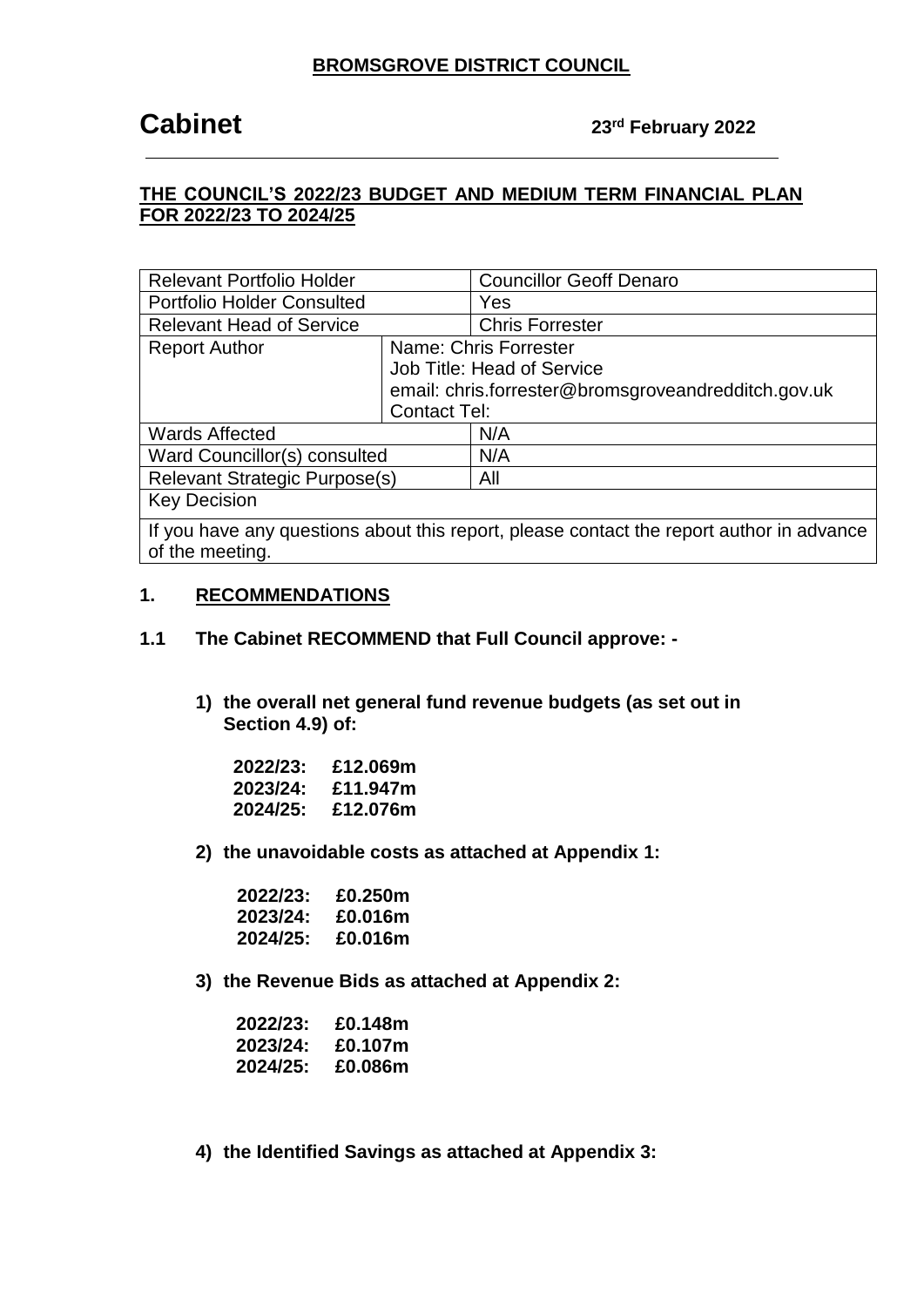**BROMSGROVE DISTRICT COUNCIL**

# Cabinet

**23rd February 2022**

## THE COUNCIL'S 2022/23 BUDGET AND MEDIUM TERM FINANCIAL PLAN FOR 2022/23 TO 2024/25

| Relevant Portfolio Holder | | Councillor Geoff Denaro |
|---|---|---|
| Portfolio Holder Consulted | | Yes |
| Relevant Head of Service | | Chris Forrester |
| Report Author | Name: Chris Forrester<br>Job Title: Head of Service<br>email: chris.forrester@bromsgroveandredditch.gov.uk<br>Contact Tel: | |
| Wards Affected | | N/A |
| Ward Councillor(s) consulted | | N/A |
| Relevant Strategic Purpose(s) | | All |
| Key Decision | | |
| If you have any questions about this report, please contact the report author in advance of the meeting. | | |

## 1. RECOMMENDATIONS

**1.1 The Cabinet RECOMMEND that Full Council approve: -**

1) **the overall net general fund revenue budgets (as set out in Section 4.9) of:**

   **2022/23: £12.069m**
   **2023/24: £11.947m**
   **2024/25: £12.076m**

2) **the unavoidable costs as attached at Appendix 1:**

   **2022/23: £0.250m**
   **2023/24: £0.016m**
   **2024/25: £0.016m**

3) **the Revenue Bids as attached at Appendix 2:**

   **2022/23: £0.148m**
   **2023/24: £0.107m**
   **2024/25: £0.086m**

4) **the Identified Savings as attached at Appendix 3:**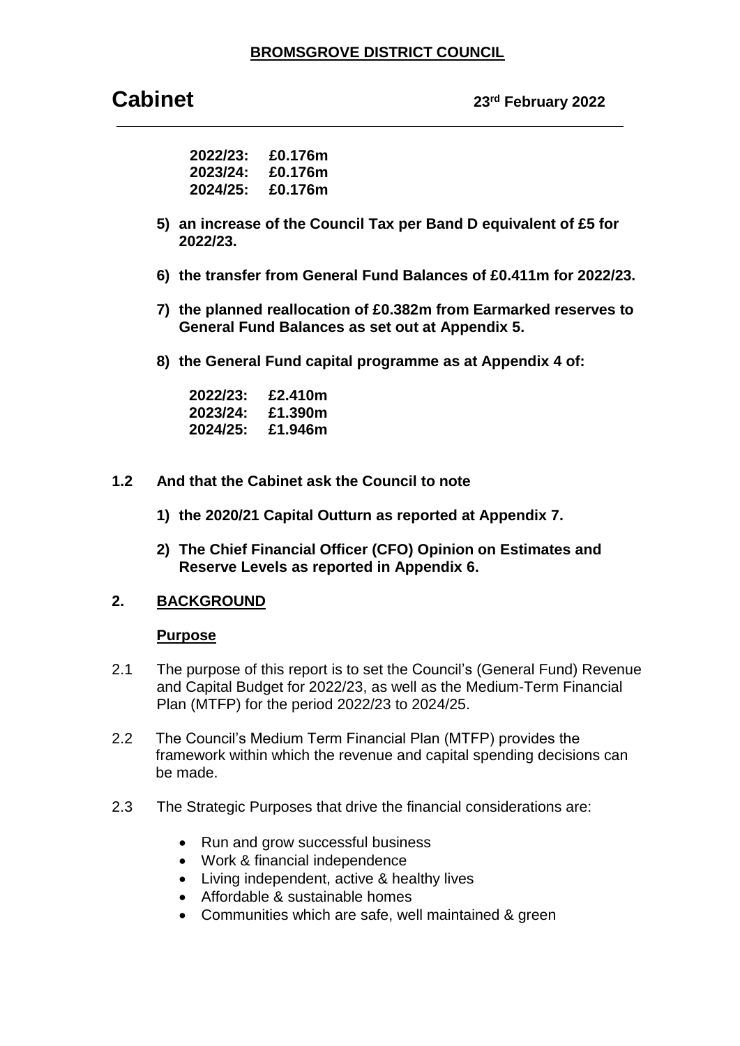2022/23: £0.176m
2023/24: £0.176m
2024/25: £0.176m

5) **an increase of the Council Tax per Band D equivalent of £5 for 2022/23.**

6) **the transfer from General Fund Balances of £0.411m for 2022/23.**

7) **the planned reallocation of £0.382m from Earmarked reserves to General Fund Balances as set out at Appendix 5.**

8) **the General Fund capital programme as at Appendix 4 of:**

**2022/23: £2.410m**
**2023/24: £1.390m**
**2024/25: £1.946m**

**1.2 And that the Cabinet ask the Council to note**

1) **the 2020/21 Capital Outturn as reported at Appendix 7.**

2) **The Chief Financial Officer (CFO) Opinion on Estimates and Reserve Levels as reported in Appendix 6.**

## 2. BACKGROUND

### Purpose

2.1 The purpose of this report is to set the Council's (General Fund) Revenue and Capital Budget for 2022/23, as well as the Medium-Term Financial Plan (MTFP) for the period 2022/23 to 2024/25.

2.2 The Council's Medium Term Financial Plan (MTFP) provides the framework within which the revenue and capital spending decisions can be made.

2.3 The Strategic Purposes that drive the financial considerations are:

- Run and grow successful business
- Work & financial independence
- Living independent, active & healthy lives
- Affordable & sustainable homes
- Communities which are safe, well maintained & green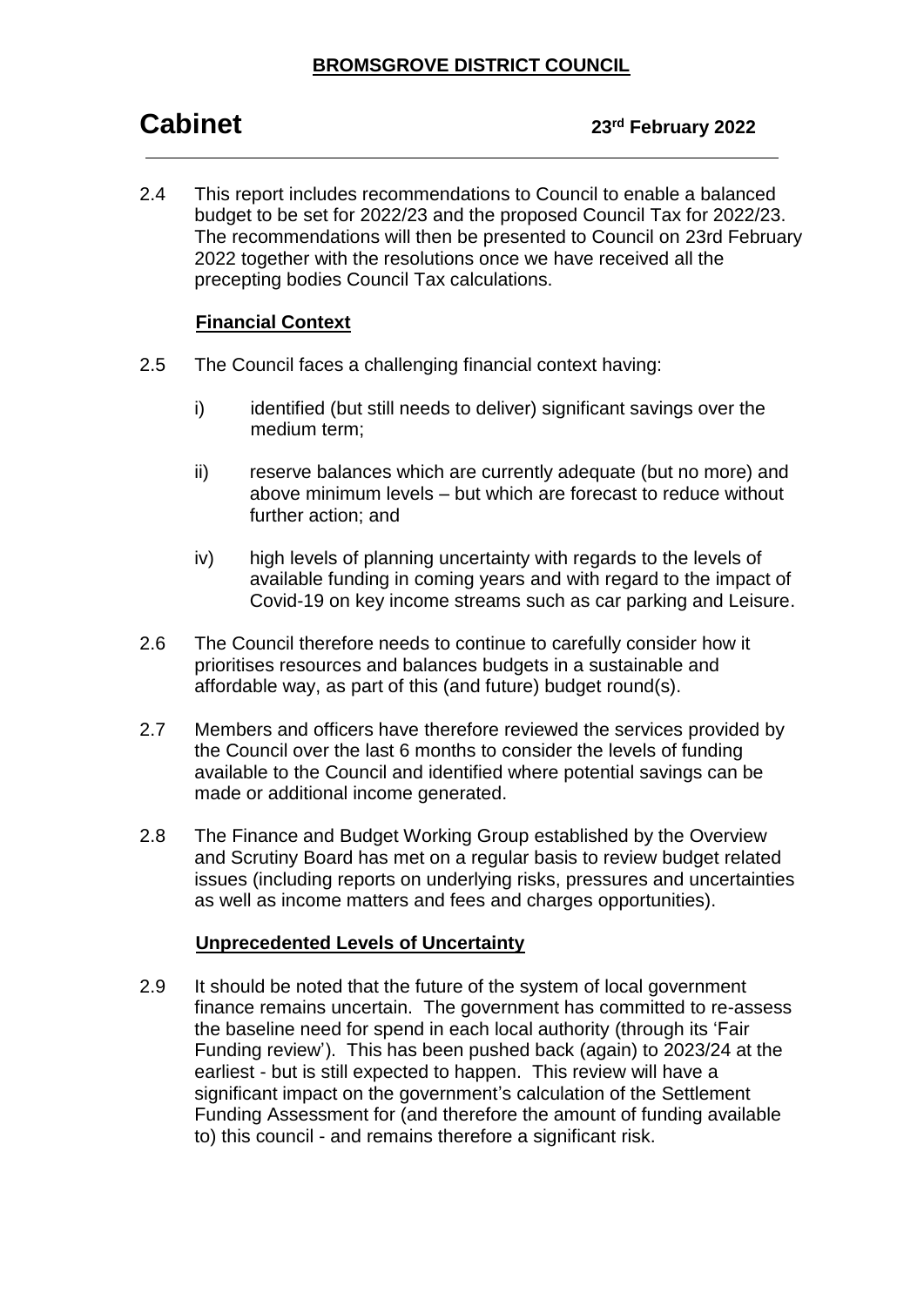2.4 This report includes recommendations to Council to enable a balanced budget to be set for 2022/23 and the proposed Council Tax for 2022/23. The recommendations will then be presented to Council on 23rd February 2022 together with the resolutions once we have received all the precepting bodies Council Tax calculations.

**Financial Context**

2.5 The Council faces a challenging financial context having:

i) identified (but still needs to deliver) significant savings over the medium term;

ii) reserve balances which are currently adequate (but no more) and above minimum levels – but which are forecast to reduce without further action; and

iv) high levels of planning uncertainty with regards to the levels of available funding in coming years and with regard to the impact of Covid-19 on key income streams such as car parking and Leisure.

2.6 The Council therefore needs to continue to carefully consider how it prioritises resources and balances budgets in a sustainable and affordable way, as part of this (and future) budget round(s).

2.7 Members and officers have therefore reviewed the services provided by the Council over the last 6 months to consider the levels of funding available to the Council and identified where potential savings can be made or additional income generated.

2.8 The Finance and Budget Working Group established by the Overview and Scrutiny Board has met on a regular basis to review budget related issues (including reports on underlying risks, pressures and uncertainties as well as income matters and fees and charges opportunities).

**Unprecedented Levels of Uncertainty**

2.9 It should be noted that the future of the system of local government finance remains uncertain. The government has committed to re-assess the baseline need for spend in each local authority (through its 'Fair Funding review'). This has been pushed back (again) to 2023/24 at the earliest - but is still expected to happen. This review will have a significant impact on the government's calculation of the Settlement Funding Assessment for (and therefore the amount of funding available to) this council - and remains therefore a significant risk.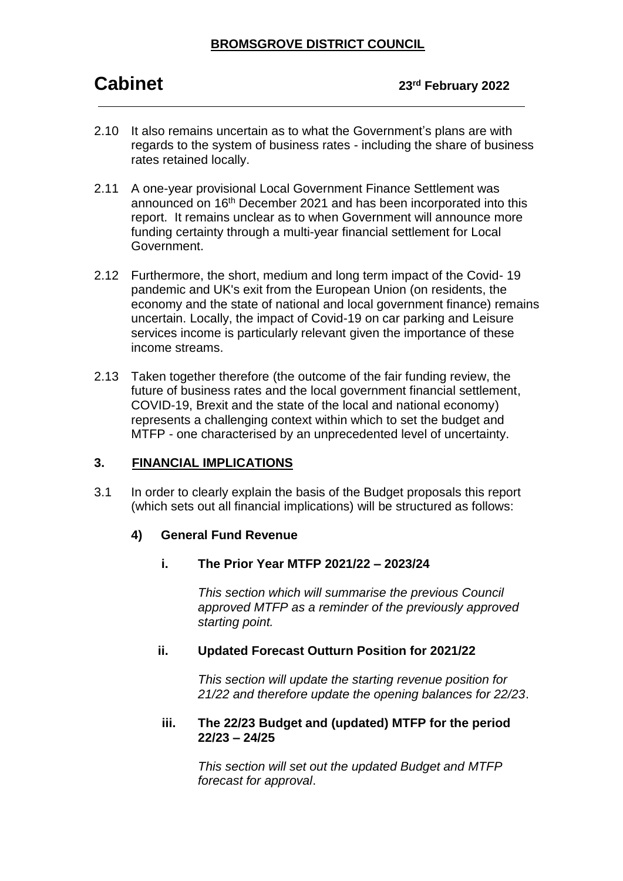2.10 It also remains uncertain as to what the Government's plans are with regards to the system of business rates - including the share of business rates retained locally.

2.11 A one-year provisional Local Government Finance Settlement was announced on 16th December 2021 and has been incorporated into this report. It remains unclear as to when Government will announce more funding certainty through a multi-year financial settlement for Local Government.

2.12 Furthermore, the short, medium and long term impact of the Covid- 19 pandemic and UK's exit from the European Union (on residents, the economy and the state of national and local government finance) remains uncertain. Locally, the impact of Covid-19 on car parking and Leisure services income is particularly relevant given the importance of these income streams.

2.13 Taken together therefore (the outcome of the fair funding review, the future of business rates and the local government financial settlement, COVID-19, Brexit and the state of the local and national economy) represents a challenging context within which to set the budget and MTFP - one characterised by an unprecedented level of uncertainty.

## 3. FINANCIAL IMPLICATIONS

3.1 In order to clearly explain the basis of the Budget proposals this report (which sets out all financial implications) will be structured as follows:

### 4) General Fund Revenue

**i. The Prior Year MTFP 2021/22 – 2023/24**

*This section which will summarise the previous Council approved MTFP as a reminder of the previously approved starting point.*

**ii. Updated Forecast Outturn Position for 2021/22**

*This section will update the starting revenue position for 21/22 and therefore update the opening balances for 22/23*.

**iii. The 22/23 Budget and (updated) MTFP for the period 22/23 – 24/25**

*This section will set out the updated Budget and MTFP forecast for approval*.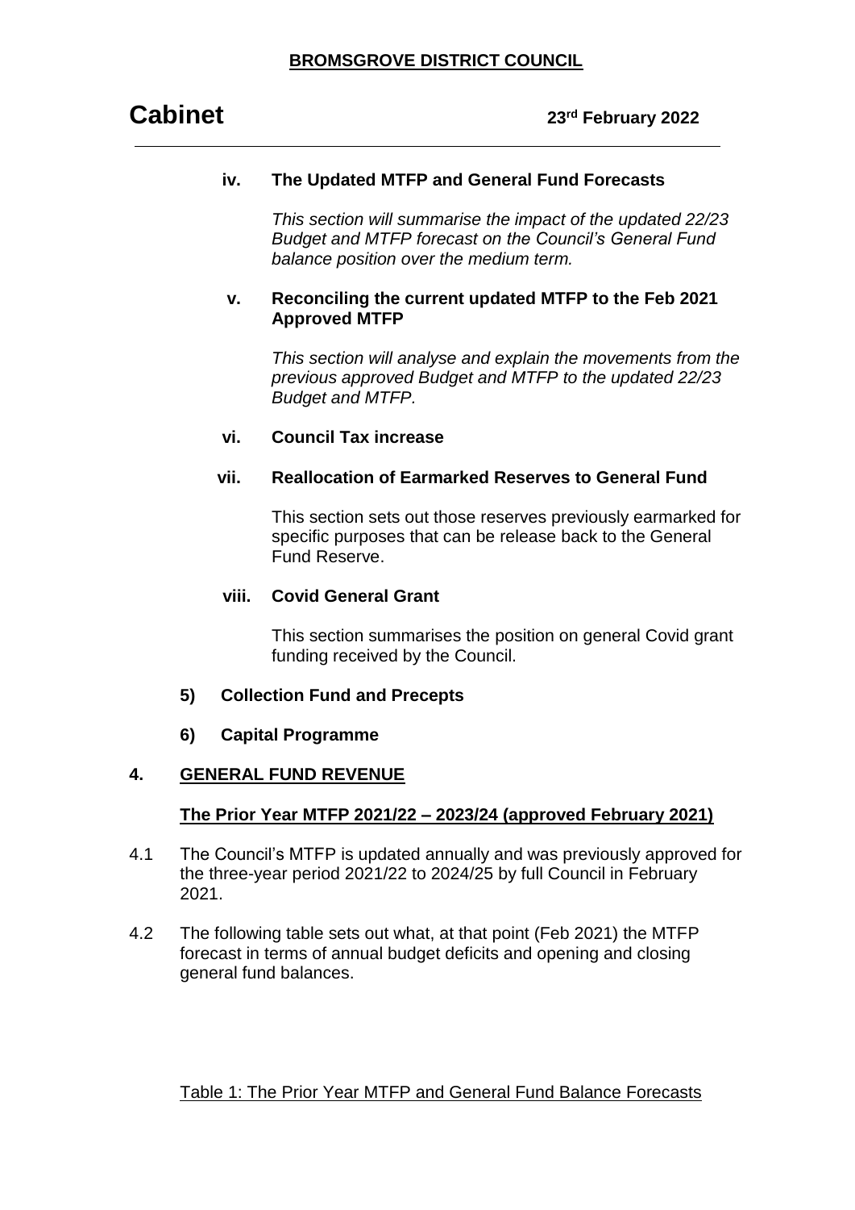### iv. The Updated MTFP and General Fund Forecasts

*This section will summarise the impact of the updated 22/23 Budget and MTFP forecast on the Council's General Fund balance position over the medium term.*

### v. Reconciling the current updated MTFP to the Feb 2021 Approved MTFP

*This section will analyse and explain the movements from the previous approved Budget and MTFP to the updated 22/23 Budget and MTFP.*

### vi. Council Tax increase

### vii. Reallocation of Earmarked Reserves to General Fund

This section sets out those reserves previously earmarked for specific purposes that can be release back to the General Fund Reserve.

### viii. Covid General Grant

This section summarises the position on general Covid grant funding received by the Council.

**5) Collection Fund and Precepts**

**6) Capital Programme**

## 4. GENERAL FUND REVENUE

### The Prior Year MTFP 2021/22 – 2023/24 (approved February 2021)

4.1 The Council's MTFP is updated annually and was previously approved for the three-year period 2021/22 to 2024/25 by full Council in February 2021.

4.2 The following table sets out what, at that point (Feb 2021) the MTFP forecast in terms of annual budget deficits and opening and closing general fund balances.

Table 1: The Prior Year MTFP and General Fund Balance Forecasts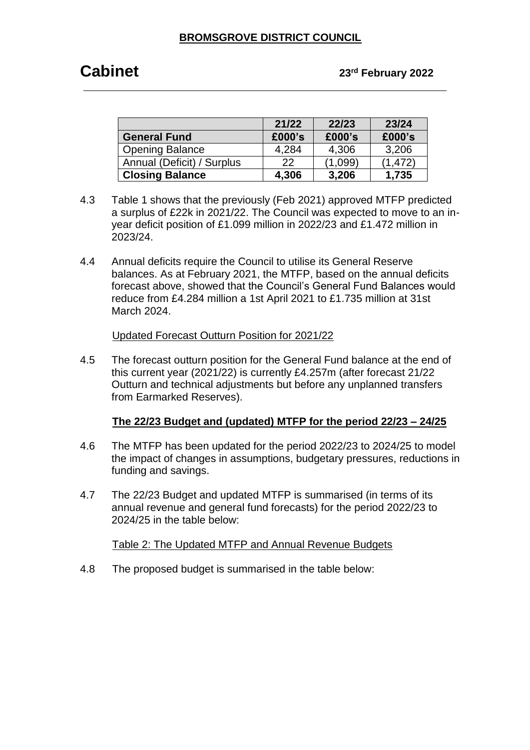| General Fund | 21/22 £000's | 22/23 £000's | 23/24 £000's |
|---|---|---|---|
| Opening Balance | 4,284 | 4,306 | 3,206 |
| Annual (Deficit) / Surplus | 22 | (1,099) | (1,472) |
| **Closing Balance** | **4,306** | **3,206** | **1,735** |

4.3 Table 1 shows that the previously (Feb 2021) approved MTFP predicted a surplus of £22k in 2021/22. The Council was expected to move to an in-year deficit position of £1.099 million in 2022/23 and £1.472 million in 2023/24.

4.4 Annual deficits require the Council to utilise its General Reserve balances. As at February 2021, the MTFP, based on the annual deficits forecast above, showed that the Council's General Fund Balances would reduce from £4.284 million a 1st April 2021 to £1.735 million at 31st March 2024.

Updated Forecast Outturn Position for 2021/22

4.5 The forecast outturn position for the General Fund balance at the end of this current year (2021/22) is currently £4.257m (after forecast 21/22 Outturn and technical adjustments but before any unplanned transfers from Earmarked Reserves).

**The 22/23 Budget and (updated) MTFP for the period 22/23 – 24/25**

4.6 The MTFP has been updated for the period 2022/23 to 2024/25 to model the impact of changes in assumptions, budgetary pressures, reductions in funding and savings.

4.7 The 22/23 Budget and updated MTFP is summarised (in terms of its annual revenue and general fund forecasts) for the period 2022/23 to 2024/25 in the table below:

Table 2: The Updated MTFP and Annual Revenue Budgets

4.8 The proposed budget is summarised in the table below: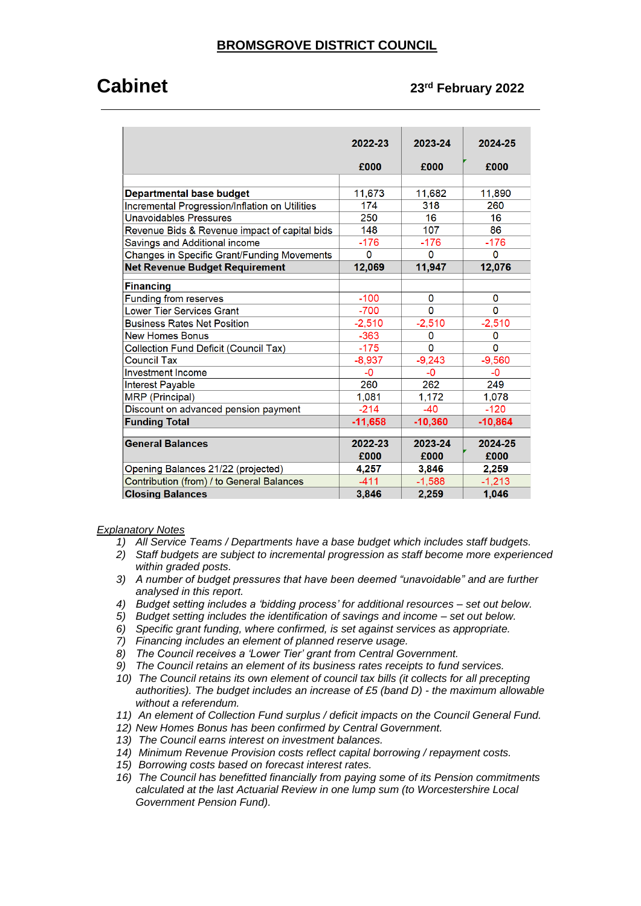**BROMSGROVE DISTRICT COUNCIL**

# Cabinet

**23rd February 2022**

| | 2022-23 £000 | 2023-24 £000 | 2024-25 £000 |
|---|---|---|---|
| **Departmental base budget** | 11,673 | 11,682 | 11,890 |
| Incremental Progression/Inflation on Utilities | 174 | 318 | 260 |
| Unavoidables Pressures | 250 | 16 | 16 |
| Revenue Bids & Revenue impact of capital bids | 148 | 107 | 86 |
| Savings and Additional income | -176 | -176 | -176 |
| Changes in Specific Grant/Funding Movements | 0 | 0 | 0 |
| **Net Revenue Budget Requirement** | **12,069** | **11,947** | **12,076** |
| **Financing** | | | |
| Funding from reserves | -100 | 0 | 0 |
| Lower Tier Services Grant | -700 | 0 | 0 |
| Business Rates Net Position | -2,510 | -2,510 | -2,510 |
| New Homes Bonus | -363 | 0 | 0 |
| Collection Fund Deficit (Council Tax) | -175 | 0 | 0 |
| Council Tax | -8,937 | -9,243 | -9,560 |
| Investment Income | -0 | -0 | -0 |
| Interest Payable | 260 | 262 | 249 |
| MRP (Principal) | 1,081 | 1,172 | 1,078 |
| Discount on advanced pension payment | -214 | -40 | -120 |
| **Funding Total** | **-11,658** | **-10,360** | **-10,864** |
| **General Balances** | **2022-23 £000** | **2023-24 £000** | **2024-25 £000** |
| Opening Balances 21/22 (projected) | **4,257** | **3,846** | **2,259** |
| Contribution (from) / to General Balances | -411 | -1,588 | -1,213 |
| **Closing Balances** | **3,846** | **2,259** | **1,046** |

*Explanatory Notes*

1) *All Service Teams / Departments have a base budget which includes staff budgets.*
2) *Staff budgets are subject to incremental progression as staff become more experienced within graded posts.*
3) *A number of budget pressures that have been deemed "unavoidable" and are further analysed in this report.*
4) *Budget setting includes a 'bidding process' for additional resources – set out below.*
5) *Budget setting includes the identification of savings and income – set out below.*
6) *Specific grant funding, where confirmed, is set against services as appropriate.*
7) *Financing includes an element of planned reserve usage.*
8) *The Council receives a 'Lower Tier' grant from Central Government.*
9) *The Council retains an element of its business rates receipts to fund services.*
10) *The Council retains its own element of council tax bills (it collects for all precepting authorities). The budget includes an increase of £5 (band D) - the maximum allowable without a referendum.*
11) *An element of Collection Fund surplus / deficit impacts on the Council General Fund.*
12) *New Homes Bonus has been confirmed by Central Government.*
13) *The Council earns interest on investment balances.*
14) *Minimum Revenue Provision costs reflect capital borrowing / repayment costs.*
15) *Borrowing costs based on forecast interest rates.*
16) *The Council has benefitted financially from paying some of its Pension commitments calculated at the last Actuarial Review in one lump sum (to Worcestershire Local Government Pension Fund).*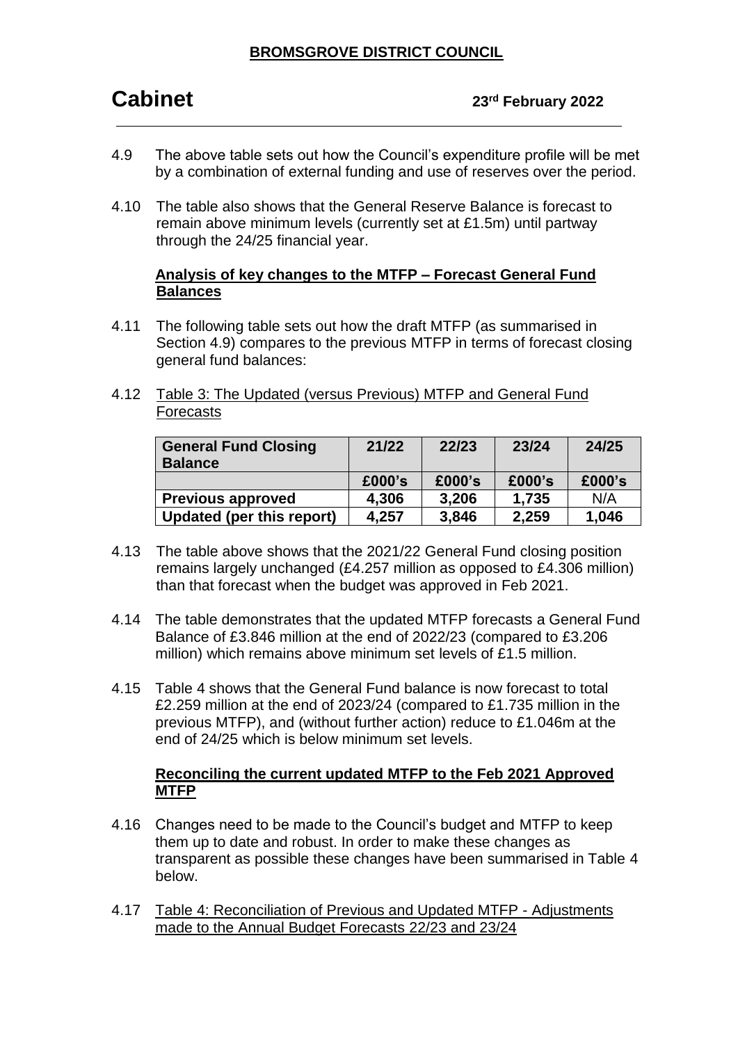4.9 The above table sets out how the Council's expenditure profile will be met by a combination of external funding and use of reserves over the period.

4.10 The table also shows that the General Reserve Balance is forecast to remain above minimum levels (currently set at £1.5m) until partway through the 24/25 financial year.

**Analysis of key changes to the MTFP – Forecast General Fund Balances**

4.11 The following table sets out how the draft MTFP (as summarised in Section 4.9) compares to the previous MTFP in terms of forecast closing general fund balances:

4.12 Table 3: The Updated (versus Previous) MTFP and General Fund Forecasts

| General Fund Closing Balance | 21/22 | 22/23 | 23/24 | 24/25 |
|---|---|---|---|---|
| | £000's | £000's | £000's | £000's |
| **Previous approved** | 4,306 | 3,206 | 1,735 | N/A |
| **Updated (per this report)** | 4,257 | 3,846 | 2,259 | 1,046 |

4.13 The table above shows that the 2021/22 General Fund closing position remains largely unchanged (£4.257 million as opposed to £4.306 million) than that forecast when the budget was approved in Feb 2021.

4.14 The table demonstrates that the updated MTFP forecasts a General Fund Balance of £3.846 million at the end of 2022/23 (compared to £3.206 million) which remains above minimum set levels of £1.5 million.

4.15 Table 4 shows that the General Fund balance is now forecast to total £2.259 million at the end of 2023/24 (compared to £1.735 million in the previous MTFP), and (without further action) reduce to £1.046m at the end of 24/25 which is below minimum set levels.

**Reconciling the current updated MTFP to the Feb 2021 Approved MTFP**

4.16 Changes need to be made to the Council's budget and MTFP to keep them up to date and robust. In order to make these changes as transparent as possible these changes have been summarised in Table 4 below.

4.17 Table 4: Reconciliation of Previous and Updated MTFP - Adjustments made to the Annual Budget Forecasts 22/23 and 23/24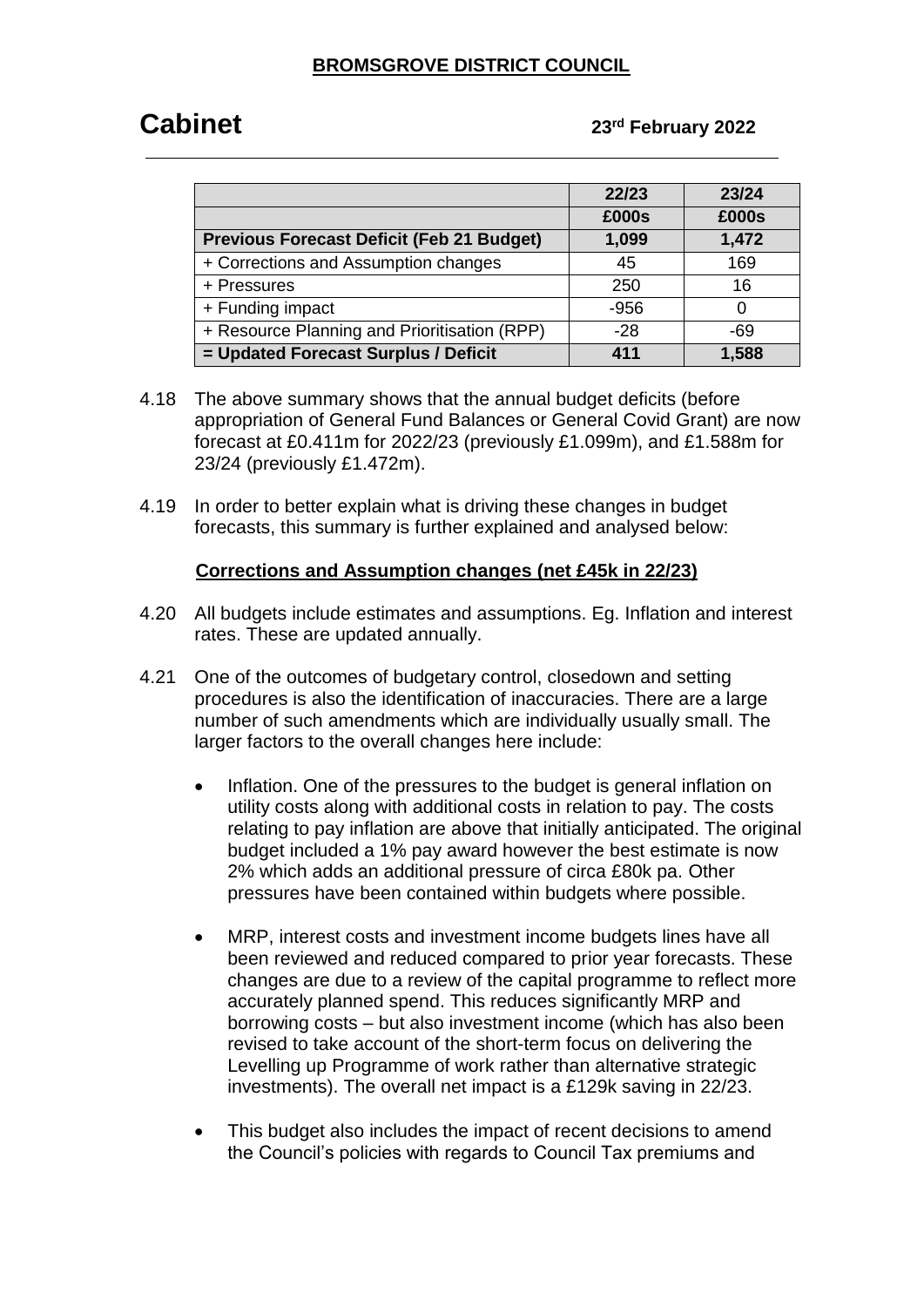| | 22/23 | 23/24 |
|---|---|---|
| | £000s | £000s |
| **Previous Forecast Deficit (Feb 21 Budget)** | **1,099** | **1,472** |
| + Corrections and Assumption changes | 45 | 169 |
| + Pressures | 250 | 16 |
| + Funding impact | -956 | 0 |
| + Resource Planning and Prioritisation (RPP) | -28 | -69 |
| **= Updated Forecast Surplus / Deficit** | **411** | **1,588** |

4.18 The above summary shows that the annual budget deficits (before appropriation of General Fund Balances or General Covid Grant) are now forecast at £0.411m for 2022/23 (previously £1.099m), and £1.588m for 23/24 (previously £1.472m).

4.19 In order to better explain what is driving these changes in budget forecasts, this summary is further explained and analysed below:

**Corrections and Assumption changes (net £45k in 22/23)**

4.20 All budgets include estimates and assumptions. Eg. Inflation and interest rates. These are updated annually.

4.21 One of the outcomes of budgetary control, closedown and setting procedures is also the identification of inaccuracies. There are a large number of such amendments which are individually usually small. The larger factors to the overall changes here include:

- Inflation. One of the pressures to the budget is general inflation on utility costs along with additional costs in relation to pay. The costs relating to pay inflation are above that initially anticipated. The original budget included a 1% pay award however the best estimate is now 2% which adds an additional pressure of circa £80k pa. Other pressures have been contained within budgets where possible.

- MRP, interest costs and investment income budgets lines have all been reviewed and reduced compared to prior year forecasts. These changes are due to a review of the capital programme to reflect more accurately planned spend. This reduces significantly MRP and borrowing costs – but also investment income (which has also been revised to take account of the short-term focus on delivering the Levelling up Programme of work rather than alternative strategic investments). The overall net impact is a £129k saving in 22/23.

- This budget also includes the impact of recent decisions to amend the Council's policies with regards to Council Tax premiums and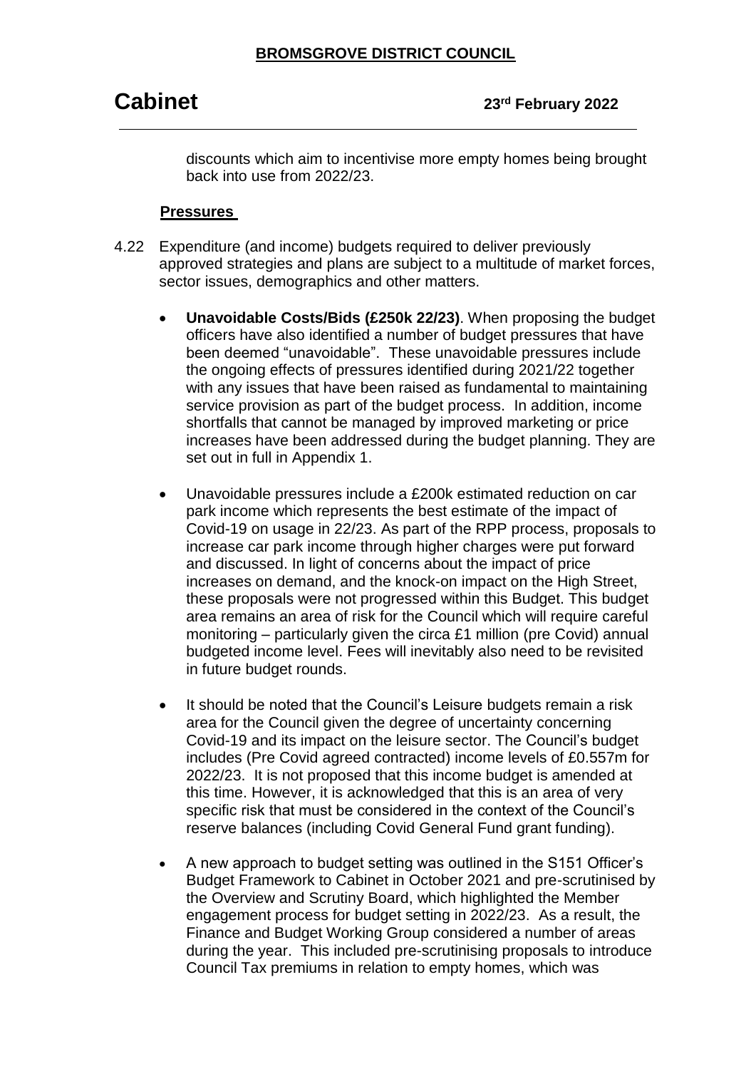discounts which aim to incentivise more empty homes being brought back into use from 2022/23.

**Pressures**

4.22 Expenditure (and income) budgets required to deliver previously approved strategies and plans are subject to a multitude of market forces, sector issues, demographics and other matters.

- **Unavoidable Costs/Bids (£250k 22/23)**. When proposing the budget officers have also identified a number of budget pressures that have been deemed "unavoidable". These unavoidable pressures include the ongoing effects of pressures identified during 2021/22 together with any issues that have been raised as fundamental to maintaining service provision as part of the budget process. In addition, income shortfalls that cannot be managed by improved marketing or price increases have been addressed during the budget planning. They are set out in full in Appendix 1.

- Unavoidable pressures include a £200k estimated reduction on car park income which represents the best estimate of the impact of Covid-19 on usage in 22/23. As part of the RPP process, proposals to increase car park income through higher charges were put forward and discussed. In light of concerns about the impact of price increases on demand, and the knock-on impact on the High Street, these proposals were not progressed within this Budget. This budget area remains an area of risk for the Council which will require careful monitoring – particularly given the circa £1 million (pre Covid) annual budgeted income level. Fees will inevitably also need to be revisited in future budget rounds.

- It should be noted that the Council's Leisure budgets remain a risk area for the Council given the degree of uncertainty concerning Covid-19 and its impact on the leisure sector. The Council's budget includes (Pre Covid agreed contracted) income levels of £0.557m for 2022/23. It is not proposed that this income budget is amended at this time. However, it is acknowledged that this is an area of very specific risk that must be considered in the context of the Council's reserve balances (including Covid General Fund grant funding).

- A new approach to budget setting was outlined in the S151 Officer's Budget Framework to Cabinet in October 2021 and pre-scrutinised by the Overview and Scrutiny Board, which highlighted the Member engagement process for budget setting in 2022/23. As a result, the Finance and Budget Working Group considered a number of areas during the year. This included pre-scrutinising proposals to introduce Council Tax premiums in relation to empty homes, which was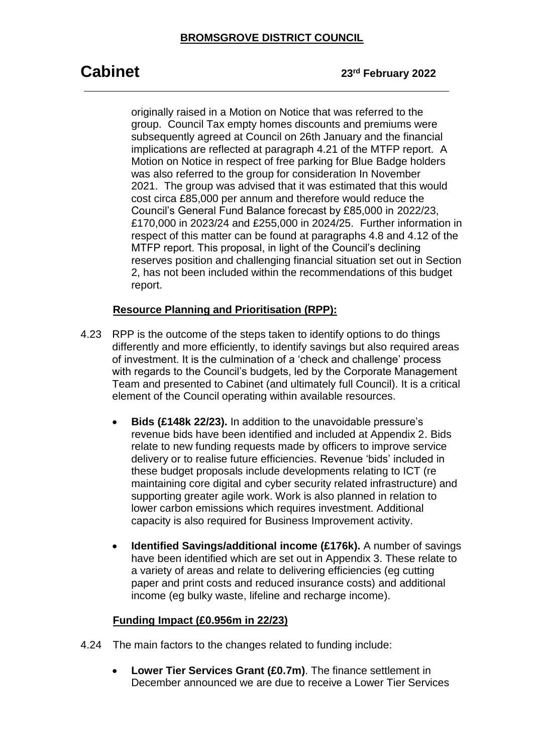originally raised in a Motion on Notice that was referred to the group. Council Tax empty homes discounts and premiums were subsequently agreed at Council on 26th January and the financial implications are reflected at paragraph 4.21 of the MTFP report. A Motion on Notice in respect of free parking for Blue Badge holders was also referred to the group for consideration In November 2021. The group was advised that it was estimated that this would cost circa £85,000 per annum and therefore would reduce the Council's General Fund Balance forecast by £85,000 in 2022/23, £170,000 in 2023/24 and £255,000 in 2024/25. Further information in respect of this matter can be found at paragraphs 4.8 and 4.12 of the MTFP report. This proposal, in light of the Council's declining reserves position and challenging financial situation set out in Section 2, has not been included within the recommendations of this budget report.

**Resource Planning and Prioritisation (RPP):**

4.23 RPP is the outcome of the steps taken to identify options to do things differently and more efficiently, to identify savings but also required areas of investment. It is the culmination of a 'check and challenge' process with regards to the Council's budgets, led by the Corporate Management Team and presented to Cabinet (and ultimately full Council). It is a critical element of the Council operating within available resources.

- **Bids (£148k 22/23).** In addition to the unavoidable pressure's revenue bids have been identified and included at Appendix 2. Bids relate to new funding requests made by officers to improve service delivery or to realise future efficiencies. Revenue 'bids' included in these budget proposals include developments relating to ICT (re maintaining core digital and cyber security related infrastructure) and supporting greater agile work. Work is also planned in relation to lower carbon emissions which requires investment. Additional capacity is also required for Business Improvement activity.

- **Identified Savings/additional income (£176k).** A number of savings have been identified which are set out in Appendix 3. These relate to a variety of areas and relate to delivering efficiencies (eg cutting paper and print costs and reduced insurance costs) and additional income (eg bulky waste, lifeline and recharge income).

**Funding Impact (£0.956m in 22/23)**

4.24 The main factors to the changes related to funding include:

- **Lower Tier Services Grant (£0.7m)**. The finance settlement in December announced we are due to receive a Lower Tier Services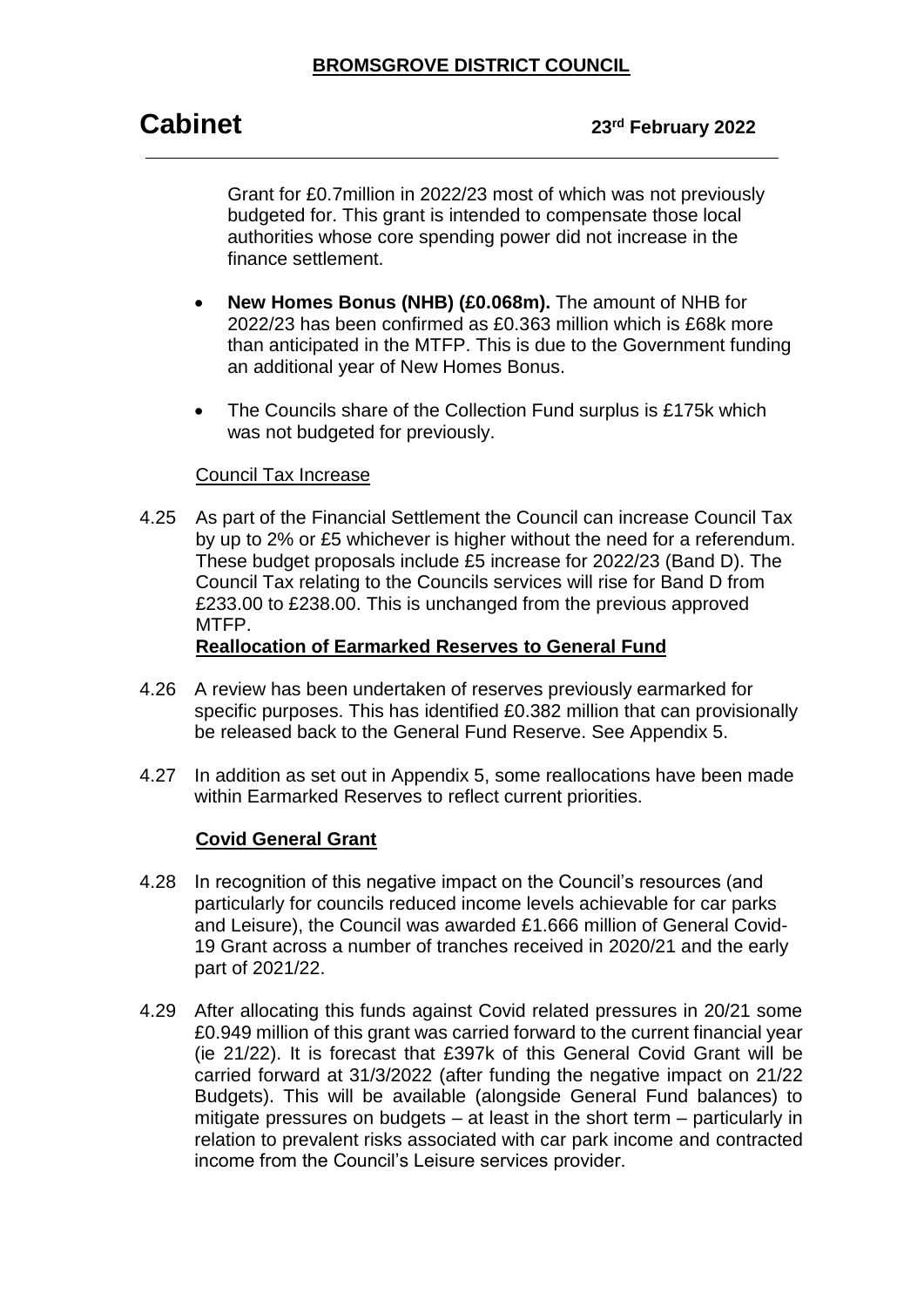Grant for £0.7million in 2022/23 most of which was not previously budgeted for. This grant is intended to compensate those local authorities whose core spending power did not increase in the finance settlement.

- **New Homes Bonus (NHB) (£0.068m).** The amount of NHB for 2022/23 has been confirmed as £0.363 million which is £68k more than anticipated in the MTFP. This is due to the Government funding an additional year of New Homes Bonus.
- The Councils share of the Collection Fund surplus is £175k which was not budgeted for previously.

Council Tax Increase

4.25 As part of the Financial Settlement the Council can increase Council Tax by up to 2% or £5 whichever is higher without the need for a referendum. These budget proposals include £5 increase for 2022/23 (Band D). The Council Tax relating to the Councils services will rise for Band D from £233.00 to £238.00. This is unchanged from the previous approved MTFP.

**Reallocation of Earmarked Reserves to General Fund**

4.26 A review has been undertaken of reserves previously earmarked for specific purposes. This has identified £0.382 million that can provisionally be released back to the General Fund Reserve. See Appendix 5.

4.27 In addition as set out in Appendix 5, some reallocations have been made within Earmarked Reserves to reflect current priorities.

**Covid General Grant**

4.28 In recognition of this negative impact on the Council's resources (and particularly for councils reduced income levels achievable for car parks and Leisure), the Council was awarded £1.666 million of General Covid-19 Grant across a number of tranches received in 2020/21 and the early part of 2021/22.

4.29 After allocating this funds against Covid related pressures in 20/21 some £0.949 million of this grant was carried forward to the current financial year (ie 21/22). It is forecast that £397k of this General Covid Grant will be carried forward at 31/3/2022 (after funding the negative impact on 21/22 Budgets). This will be available (alongside General Fund balances) to mitigate pressures on budgets – at least in the short term – particularly in relation to prevalent risks associated with car park income and contracted income from the Council's Leisure services provider.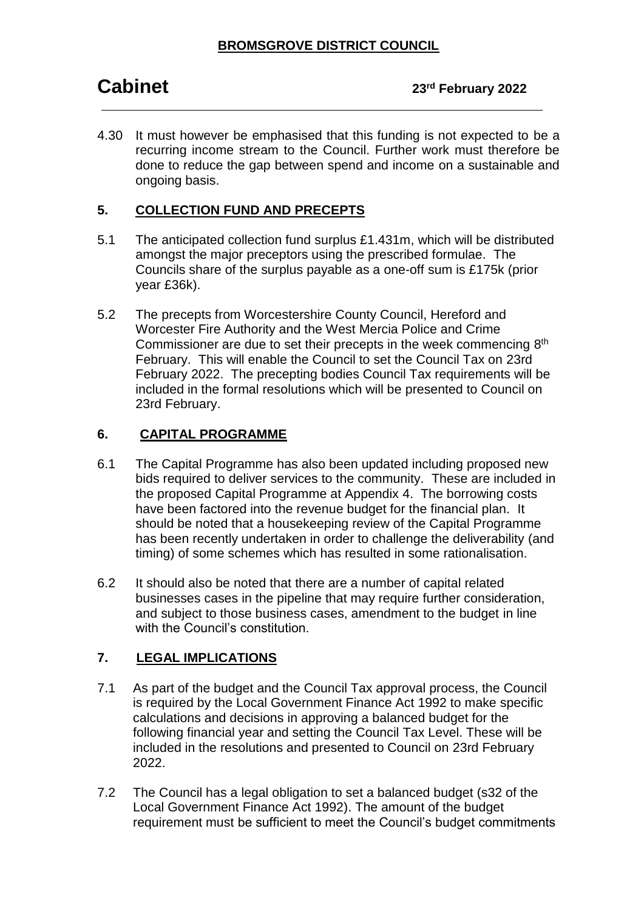4.30 It must however be emphasised that this funding is not expected to be a recurring income stream to the Council. Further work must therefore be done to reduce the gap between spend and income on a sustainable and ongoing basis.

## 5. COLLECTION FUND AND PRECEPTS

5.1 The anticipated collection fund surplus £1.431m, which will be distributed amongst the major preceptors using the prescribed formulae. The Councils share of the surplus payable as a one-off sum is £175k (prior year £36k).

5.2 The precepts from Worcestershire County Council, Hereford and Worcester Fire Authority and the West Mercia Police and Crime Commissioner are due to set their precepts in the week commencing 8th February. This will enable the Council to set the Council Tax on 23rd February 2022. The precepting bodies Council Tax requirements will be included in the formal resolutions which will be presented to Council on 23rd February.

## 6. CAPITAL PROGRAMME

6.1 The Capital Programme has also been updated including proposed new bids required to deliver services to the community. These are included in the proposed Capital Programme at Appendix 4. The borrowing costs have been factored into the revenue budget for the financial plan. It should be noted that a housekeeping review of the Capital Programme has been recently undertaken in order to challenge the deliverability (and timing) of some schemes which has resulted in some rationalisation.

6.2 It should also be noted that there are a number of capital related businesses cases in the pipeline that may require further consideration, and subject to those business cases, amendment to the budget in line with the Council's constitution.

## 7. LEGAL IMPLICATIONS

7.1 As part of the budget and the Council Tax approval process, the Council is required by the Local Government Finance Act 1992 to make specific calculations and decisions in approving a balanced budget for the following financial year and setting the Council Tax Level. These will be included in the resolutions and presented to Council on 23rd February 2022.

7.2 The Council has a legal obligation to set a balanced budget (s32 of the Local Government Finance Act 1992). The amount of the budget requirement must be sufficient to meet the Council's budget commitments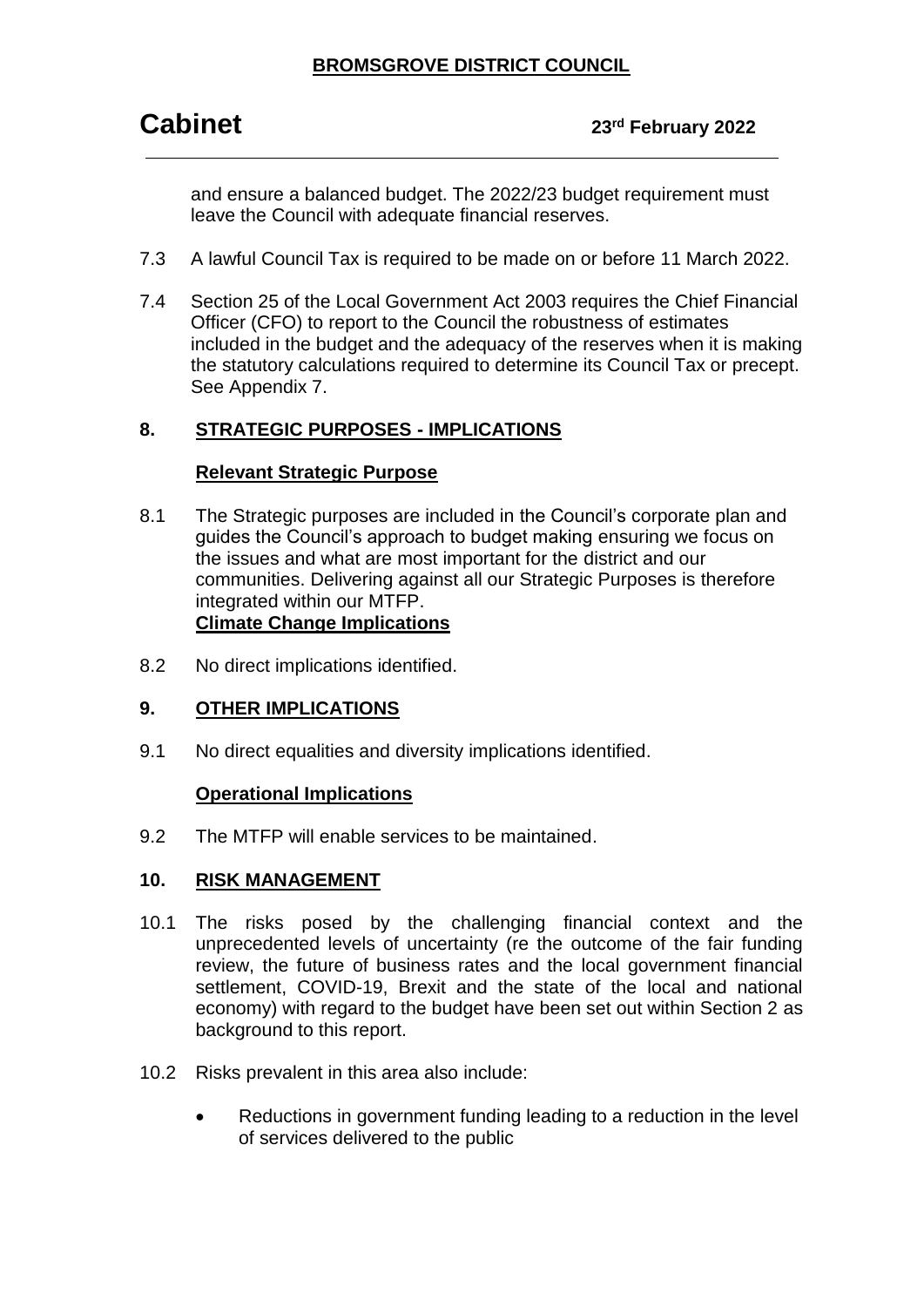and ensure a balanced budget. The 2022/23 budget requirement must leave the Council with adequate financial reserves.

7.3 A lawful Council Tax is required to be made on or before 11 March 2022.

7.4 Section 25 of the Local Government Act 2003 requires the Chief Financial Officer (CFO) to report to the Council the robustness of estimates included in the budget and the adequacy of the reserves when it is making the statutory calculations required to determine its Council Tax or precept. See Appendix 7.

## 8. STRATEGIC PURPOSES - IMPLICATIONS

### Relevant Strategic Purpose

8.1 The Strategic purposes are included in the Council's corporate plan and guides the Council's approach to budget making ensuring we focus on the issues and what are most important for the district and our communities. Delivering against all our Strategic Purposes is therefore integrated within our MTFP.

### Climate Change Implications

8.2 No direct implications identified.

## 9. OTHER IMPLICATIONS

9.1 No direct equalities and diversity implications identified.

### Operational Implications

9.2 The MTFP will enable services to be maintained.

## 10. RISK MANAGEMENT

10.1 The risks posed by the challenging financial context and the unprecedented levels of uncertainty (re the outcome of the fair funding review, the future of business rates and the local government financial settlement, COVID-19, Brexit and the state of the local and national economy) with regard to the budget have been set out within Section 2 as background to this report.

10.2 Risks prevalent in this area also include:

- Reductions in government funding leading to a reduction in the level of services delivered to the public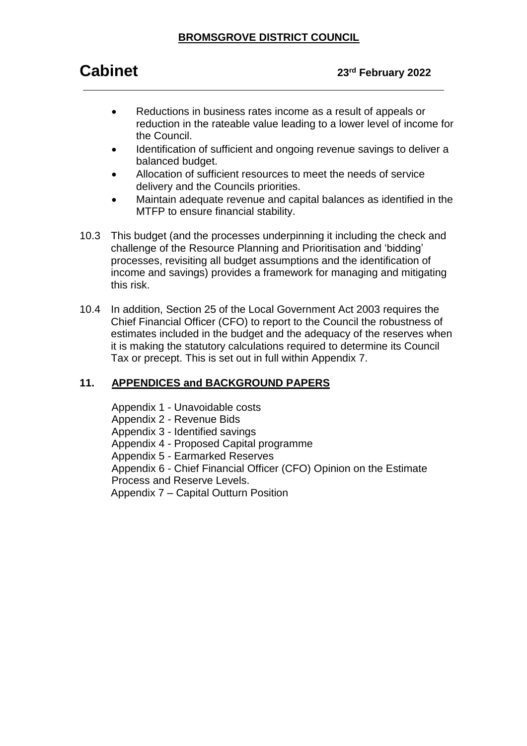- Reductions in business rates income as a result of appeals or reduction in the rateable value leading to a lower level of income for the Council.
- Identification of sufficient and ongoing revenue savings to deliver a balanced budget.
- Allocation of sufficient resources to meet the needs of service delivery and the Councils priorities.
- Maintain adequate revenue and capital balances as identified in the MTFP to ensure financial stability.

10.3 This budget (and the processes underpinning it including the check and challenge of the Resource Planning and Prioritisation and 'bidding' processes, revisiting all budget assumptions and the identification of income and savings) provides a framework for managing and mitigating this risk.

10.4 In addition, Section 25 of the Local Government Act 2003 requires the Chief Financial Officer (CFO) to report to the Council the robustness of estimates included in the budget and the adequacy of the reserves when it is making the statutory calculations required to determine its Council Tax or precept. This is set out in full within Appendix 7.

## 11. APPENDICES and BACKGROUND PAPERS

Appendix 1 - Unavoidable costs
Appendix 2 - Revenue Bids
Appendix 3 - Identified savings
Appendix 4 - Proposed Capital programme
Appendix 5 - Earmarked Reserves
Appendix 6 - Chief Financial Officer (CFO) Opinion on the Estimate Process and Reserve Levels.
Appendix 7 – Capital Outturn Position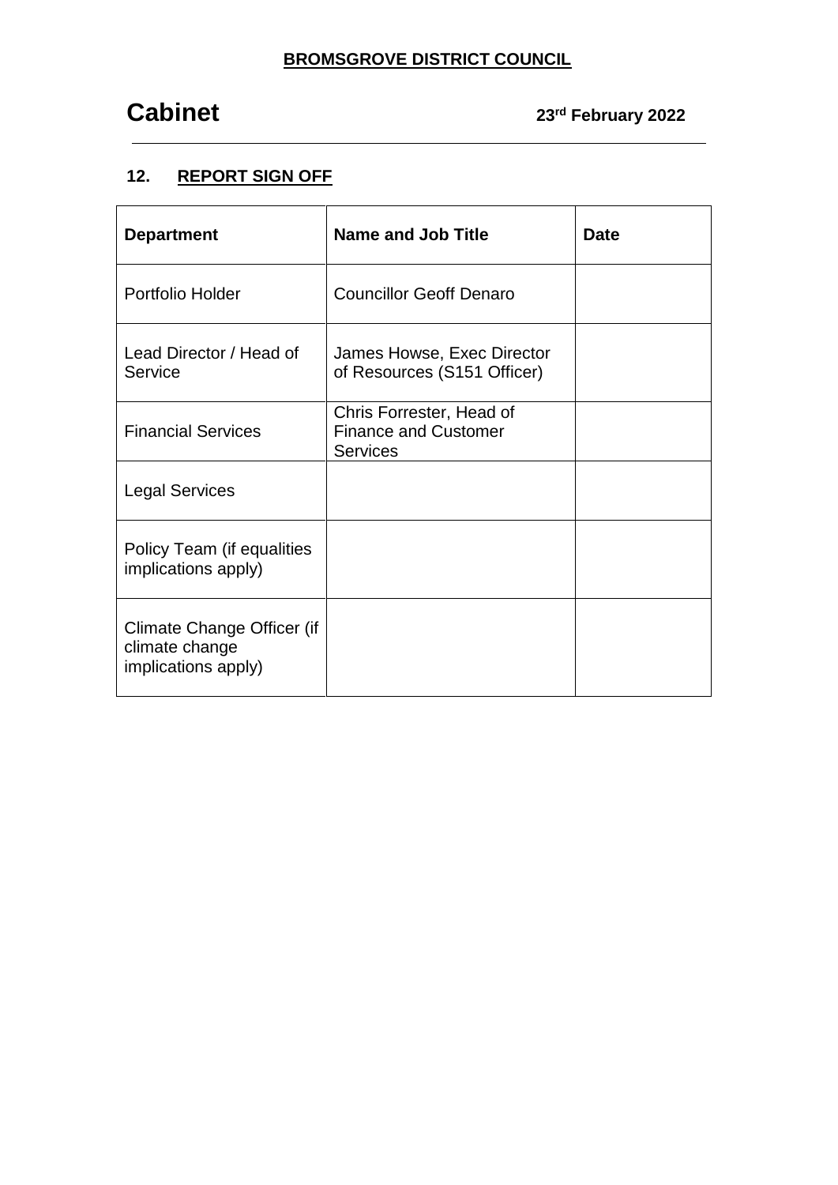**BROMSGROVE DISTRICT COUNCIL**

# Cabinet

**23rd February 2022**

## 12. REPORT SIGN OFF

| Department | Name and Job Title | Date |
|---|---|---|
| Portfolio Holder | Councillor Geoff Denaro | |
| Lead Director / Head of Service | James Howse, Exec Director of Resources (S151 Officer) | |
| Financial Services | Chris Forrester, Head of Finance and Customer Services | |
| Legal Services | | |
| Policy Team (if equalities implications apply) | | |
| Climate Change Officer (if climate change implications apply) | | |